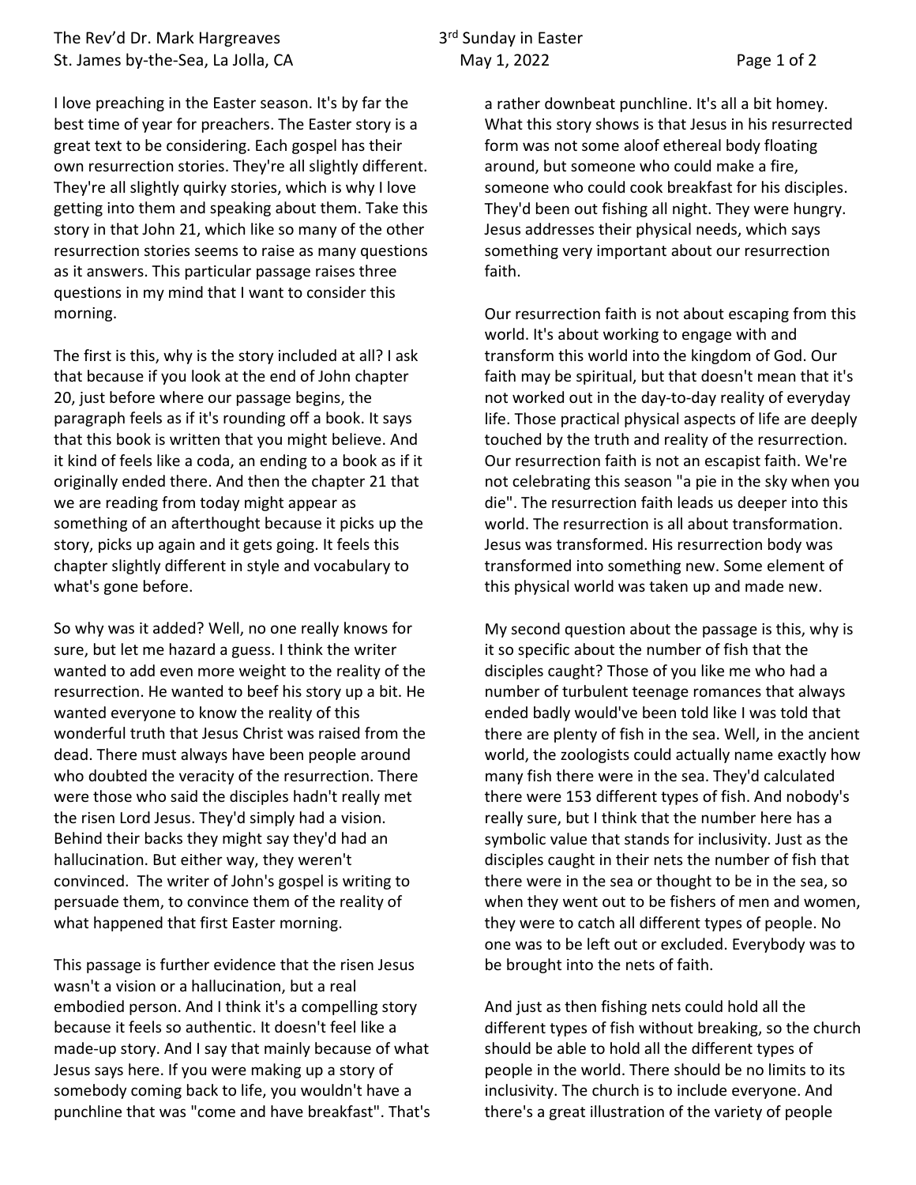I love preaching in the Easter season. It's by far the best time of year for preachers. The Easter story is a great text to be considering. Each gospel has their own resurrection stories. They're all slightly different. They're all slightly quirky stories, which is why I love getting into them and speaking about them. Take this story in that John 21, which like so many of the other resurrection stories seems to raise as many questions as it answers. This particular passage raises three questions in my mind that I want to consider this morning.

The first is this, why is the story included at all? I ask that because if you look at the end of John chapter 20, just before where our passage begins, the paragraph feels as if it's rounding off a book. It says that this book is written that you might believe. And it kind of feels like a coda, an ending to a book as if it originally ended there. And then the chapter 21 that we are reading from today might appear as something of an afterthought because it picks up the story, picks up again and it gets going. It feels this chapter slightly different in style and vocabulary to what's gone before.

So why was it added? Well, no one really knows for sure, but let me hazard a guess. I think the writer wanted to add even more weight to the reality of the resurrection. He wanted to beef his story up a bit. He wanted everyone to know the reality of this wonderful truth that Jesus Christ was raised from the dead. There must always have been people around who doubted the veracity of the resurrection. There were those who said the disciples hadn't really met the risen Lord Jesus. They'd simply had a vision. Behind their backs they might say they'd had an hallucination. But either way, they weren't convinced. The writer of John's gospel is writing to persuade them, to convince them of the reality of what happened that first Easter morning.

This passage is further evidence that the risen Jesus wasn't a vision or a hallucination, but a real embodied person. And I think it's a compelling story because it feels so authentic. It doesn't feel like a made-up story. And I say that mainly because of what Jesus says here. If you were making up a story of somebody coming back to life, you wouldn't have a punchline that was "come and have breakfast". That's a rather downbeat punchline. It's all a bit homey. What this story shows is that Jesus in his resurrected form was not some aloof ethereal body floating around, but someone who could make a fire, someone who could cook breakfast for his disciples. They'd been out fishing all night. They were hungry. Jesus addresses their physical needs, which says something very important about our resurrection faith.

Our resurrection faith is not about escaping from this world. It's about working to engage with and transform this world into the kingdom of God. Our faith may be spiritual, but that doesn't mean that it's not worked out in the day-to-day reality of everyday life. Those practical physical aspects of life are deeply touched by the truth and reality of the resurrection. Our resurrection faith is not an escapist faith. We're not celebrating this season "a pie in the sky when you die". The resurrection faith leads us deeper into this world. The resurrection is all about transformation. Jesus was transformed. His resurrection body was transformed into something new. Some element of this physical world was taken up and made new.

My second question about the passage is this, why is it so specific about the number of fish that the disciples caught? Those of you like me who had a number of turbulent teenage romances that always ended badly would've been told like I was told that there are plenty of fish in the sea. Well, in the ancient world, the zoologists could actually name exactly how many fish there were in the sea. They'd calculated there were 153 different types of fish. And nobody's really sure, but I think that the number here has a symbolic value that stands for inclusivity. Just as the disciples caught in their nets the number of fish that there were in the sea or thought to be in the sea, so when they went out to be fishers of men and women, they were to catch all different types of people. No one was to be left out or excluded. Everybody was to be brought into the nets of faith.

And just as then fishing nets could hold all the different types of fish without breaking, so the church should be able to hold all the different types of people in the world. There should be no limits to its inclusivity. The church is to include everyone. And there's a great illustration of the variety of people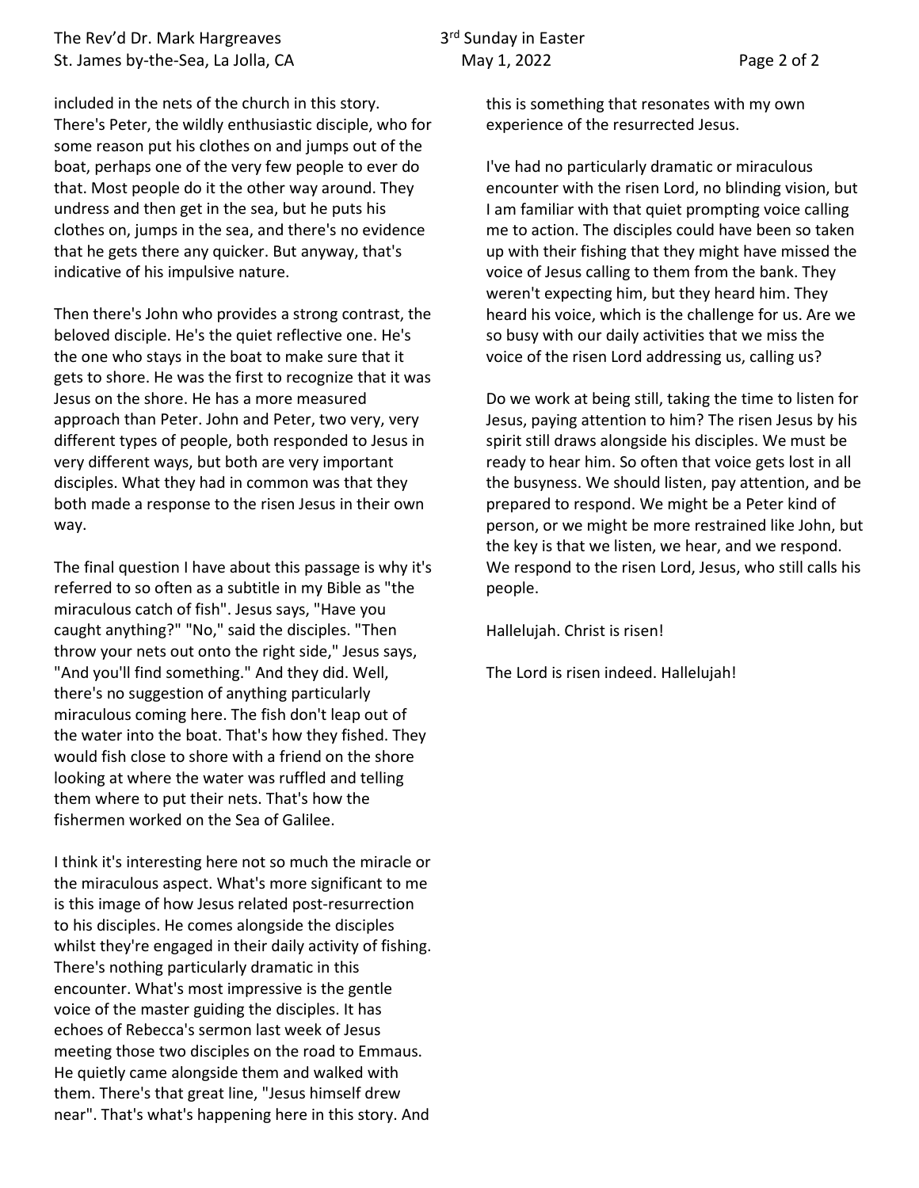included in the nets of the church in this story. There's Peter, the wildly enthusiastic disciple, who for some reason put his clothes on and jumps out of the boat, perhaps one of the very few people to ever do that. Most people do it the other way around. They undress and then get in the sea, but he puts his clothes on, jumps in the sea, and there's no evidence that he gets there any quicker. But anyway, that's indicative of his impulsive nature.

Then there's John who provides a strong contrast, the beloved disciple. He's the quiet reflective one. He's the one who stays in the boat to make sure that it gets to shore. He was the first to recognize that it was Jesus on the shore. He has a more measured approach than Peter. John and Peter, two very, very different types of people, both responded to Jesus in very different ways, but both are very important disciples. What they had in common was that they both made a response to the risen Jesus in their own way.

The final question I have about this passage is why it's referred to so often as a subtitle in my Bible as "the miraculous catch of fish". Jesus says, "Have you caught anything?" "No," said the disciples. "Then throw your nets out onto the right side," Jesus says, "And you'll find something." And they did. Well, there's no suggestion of anything particularly miraculous coming here. The fish don't leap out of the water into the boat. That's how they fished. They would fish close to shore with a friend on the shore looking at where the water was ruffled and telling them where to put their nets. That's how the fishermen worked on the Sea of Galilee.

I think it's interesting here not so much the miracle or the miraculous aspect. What's more significant to me is this image of how Jesus related post-resurrection to his disciples. He comes alongside the disciples whilst they're engaged in their daily activity of fishing. There's nothing particularly dramatic in this encounter. What's most impressive is the gentle voice of the master guiding the disciples. It has echoes of Rebecca's sermon last week of Jesus meeting those two disciples on the road to Emmaus. He quietly came alongside them and walked with them. There's that great line, "Jesus himself drew near". That's what's happening here in this story. And this is something that resonates with my own experience of the resurrected Jesus.

I've had no particularly dramatic or miraculous encounter with the risen Lord, no blinding vision, but I am familiar with that quiet prompting voice calling me to action. The disciples could have been so taken up with their fishing that they might have missed the voice of Jesus calling to them from the bank. They weren't expecting him, but they heard him. They heard his voice, which is the challenge for us. Are we so busy with our daily activities that we miss the voice of the risen Lord addressing us, calling us?

Do we work at being still, taking the time to listen for Jesus, paying attention to him? The risen Jesus by his spirit still draws alongside his disciples. We must be ready to hear him. So often that voice gets lost in all the busyness. We should listen, pay attention, and be prepared to respond. We might be a Peter kind of person, or we might be more restrained like John, but the key is that we listen, we hear, and we respond. We respond to the risen Lord, Jesus, who still calls his people.

Hallelujah. Christ is risen!

The Lord is risen indeed. Hallelujah!